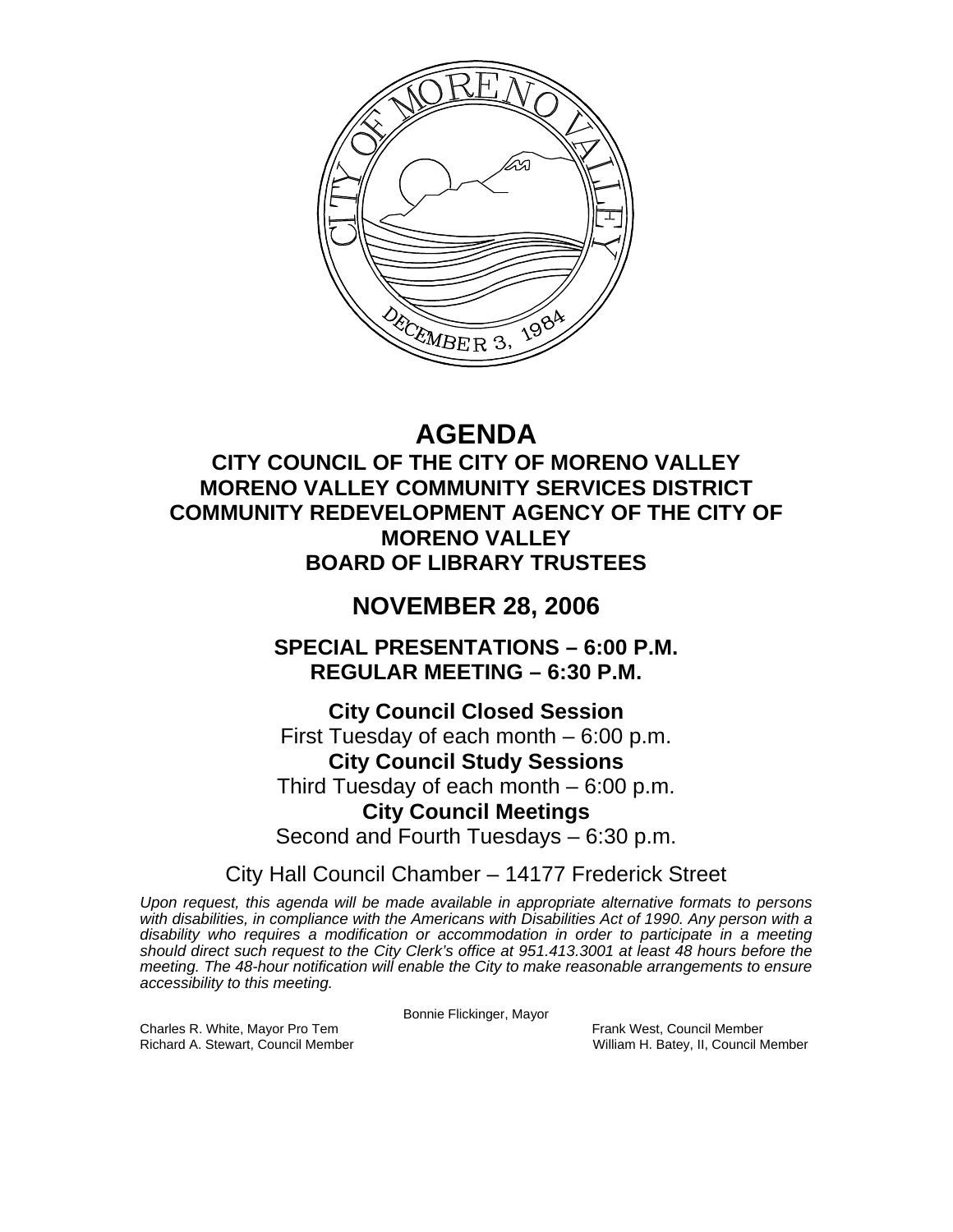# AGENDA

## CITY COUNCIL OF THE CITY OF MORENO VALLEY
## MORENO VALLEY COMMUNITY SERVICES DISTRICT
## COMMUNITY REDEVELOPMENT AGENCY OF THE CITY OF MORENO VALLEY
## BOARD OF LIBRARY TRUSTEES

## NOVEMBER 28, 2006

### SPECIAL PRESENTATIONS – 6:00 P.M.
### REGULAR MEETING – 6:30 P.M.

**City Council Closed Session**
First Tuesday of each month – 6:00 p.m.
**City Council Study Sessions**
Third Tuesday of each month – 6:00 p.m.
**City Council Meetings**
Second and Fourth Tuesdays – 6:30 p.m.

City Hall Council Chamber – 14177 Frederick Street

*Upon request, this agenda will be made available in appropriate alternative formats to persons with disabilities, in compliance with the Americans with Disabilities Act of 1990. Any person with a disability who requires a modification or accommodation in order to participate in a meeting should direct such request to the City Clerk's office at 951.413.3001 at least 48 hours before the meeting. The 48-hour notification will enable the City to make reasonable arrangements to ensure accessibility to this meeting.*

Bonnie Flickinger, Mayor

Charles R. White, Mayor Pro Tem
Frank West, Council Member
Richard A. Stewart, Council Member
William H. Batey, II, Council Member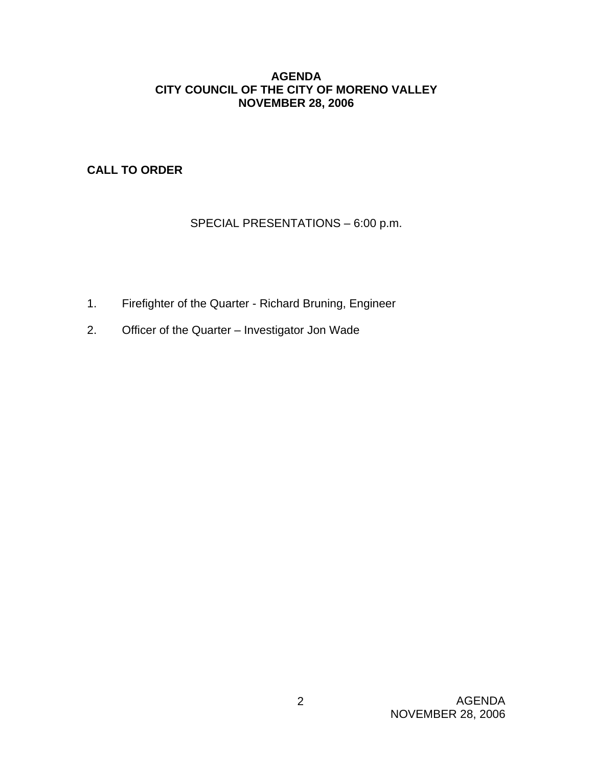# AGENDA
# CITY COUNCIL OF THE CITY OF MORENO VALLEY
# NOVEMBER 28, 2006

**CALL TO ORDER**

SPECIAL PRESENTATIONS – 6:00 p.m.

1. Firefighter of the Quarter - Richard Bruning, Engineer
2. Officer of the Quarter – Investigator Jon Wade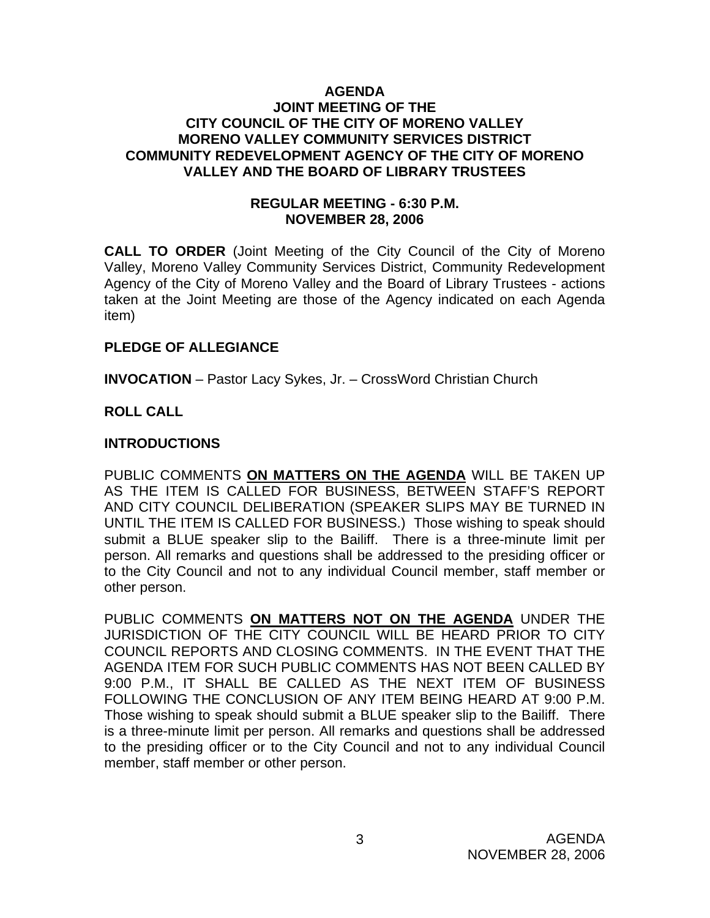**AGENDA**
**JOINT MEETING OF THE**
**CITY COUNCIL OF THE CITY OF MORENO VALLEY**
**MORENO VALLEY COMMUNITY SERVICES DISTRICT**
**COMMUNITY REDEVELOPMENT AGENCY OF THE CITY OF MORENO VALLEY AND THE BOARD OF LIBRARY TRUSTEES**

**REGULAR MEETING - 6:30 P.M.**
**NOVEMBER 28, 2006**

**CALL TO ORDER** (Joint Meeting of the City Council of the City of Moreno Valley, Moreno Valley Community Services District, Community Redevelopment Agency of the City of Moreno Valley and the Board of Library Trustees - actions taken at the Joint Meeting are those of the Agency indicated on each Agenda item)

**PLEDGE OF ALLEGIANCE**

**INVOCATION** – Pastor Lacy Sykes, Jr. – CrossWord Christian Church

**ROLL CALL**

**INTRODUCTIONS**

PUBLIC COMMENTS **ON MATTERS ON THE AGENDA** WILL BE TAKEN UP AS THE ITEM IS CALLED FOR BUSINESS, BETWEEN STAFF'S REPORT AND CITY COUNCIL DELIBERATION (SPEAKER SLIPS MAY BE TURNED IN UNTIL THE ITEM IS CALLED FOR BUSINESS.) Those wishing to speak should submit a BLUE speaker slip to the Bailiff. There is a three-minute limit per person. All remarks and questions shall be addressed to the presiding officer or to the City Council and not to any individual Council member, staff member or other person.

PUBLIC COMMENTS **ON MATTERS NOT ON THE AGENDA** UNDER THE JURISDICTION OF THE CITY COUNCIL WILL BE HEARD PRIOR TO CITY COUNCIL REPORTS AND CLOSING COMMENTS. IN THE EVENT THAT THE AGENDA ITEM FOR SUCH PUBLIC COMMENTS HAS NOT BEEN CALLED BY 9:00 P.M., IT SHALL BE CALLED AS THE NEXT ITEM OF BUSINESS FOLLOWING THE CONCLUSION OF ANY ITEM BEING HEARD AT 9:00 P.M. Those wishing to speak should submit a BLUE speaker slip to the Bailiff. There is a three-minute limit per person. All remarks and questions shall be addressed to the presiding officer or to the City Council and not to any individual Council member, staff member or other person.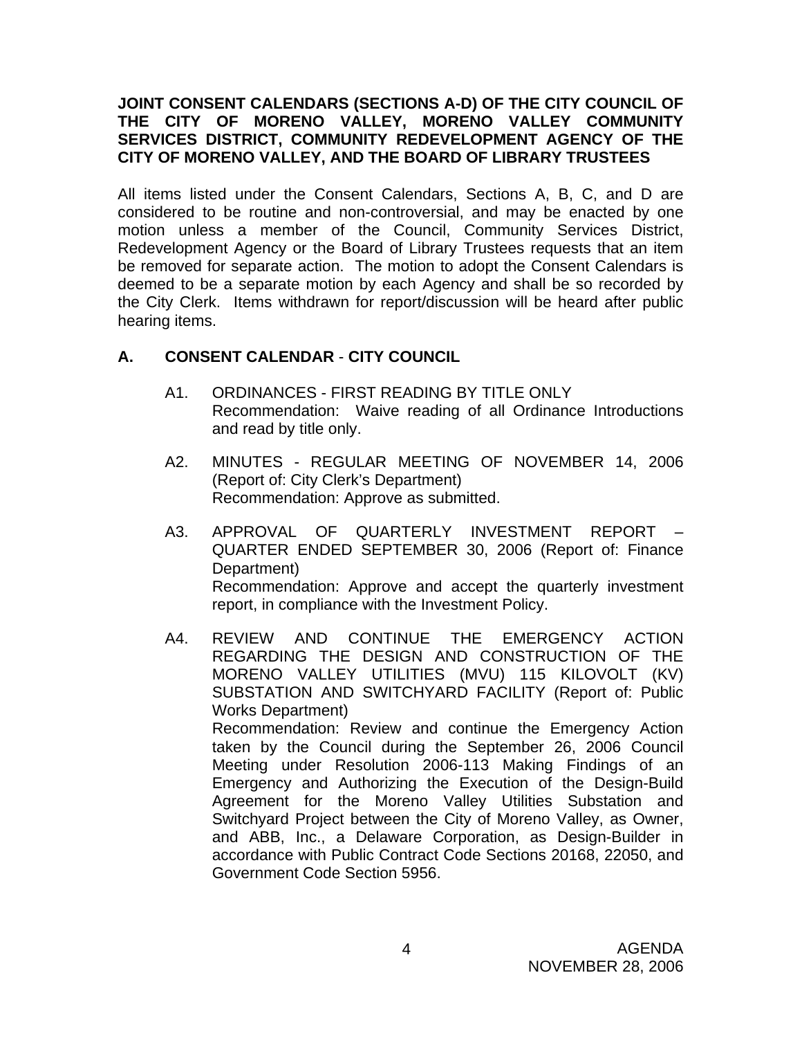**JOINT CONSENT CALENDARS (SECTIONS A-D) OF THE CITY COUNCIL OF THE CITY OF MORENO VALLEY, MORENO VALLEY COMMUNITY SERVICES DISTRICT, COMMUNITY REDEVELOPMENT AGENCY OF THE CITY OF MORENO VALLEY, AND THE BOARD OF LIBRARY TRUSTEES**

All items listed under the Consent Calendars, Sections A, B, C, and D are considered to be routine and non-controversial, and may be enacted by one motion unless a member of the Council, Community Services District, Redevelopment Agency or the Board of Library Trustees requests that an item be removed for separate action. The motion to adopt the Consent Calendars is deemed to be a separate motion by each Agency and shall be so recorded by the City Clerk. Items withdrawn for report/discussion will be heard after public hearing items.

## A. CONSENT CALENDAR - CITY COUNCIL

A1. ORDINANCES - FIRST READING BY TITLE ONLY
Recommendation: Waive reading of all Ordinance Introductions and read by title only.

A2. MINUTES - REGULAR MEETING OF NOVEMBER 14, 2006 (Report of: City Clerk's Department)
Recommendation: Approve as submitted.

A3. APPROVAL OF QUARTERLY INVESTMENT REPORT – QUARTER ENDED SEPTEMBER 30, 2006 (Report of: Finance Department)
Recommendation: Approve and accept the quarterly investment report, in compliance with the Investment Policy.

A4. REVIEW AND CONTINUE THE EMERGENCY ACTION REGARDING THE DESIGN AND CONSTRUCTION OF THE MORENO VALLEY UTILITIES (MVU) 115 KILOVOLT (KV) SUBSTATION AND SWITCHYARD FACILITY (Report of: Public Works Department)
Recommendation: Review and continue the Emergency Action taken by the Council during the September 26, 2006 Council Meeting under Resolution 2006-113 Making Findings of an Emergency and Authorizing the Execution of the Design-Build Agreement for the Moreno Valley Utilities Substation and Switchyard Project between the City of Moreno Valley, as Owner, and ABB, Inc., a Delaware Corporation, as Design-Builder in accordance with Public Contract Code Sections 20168, 22050, and Government Code Section 5956.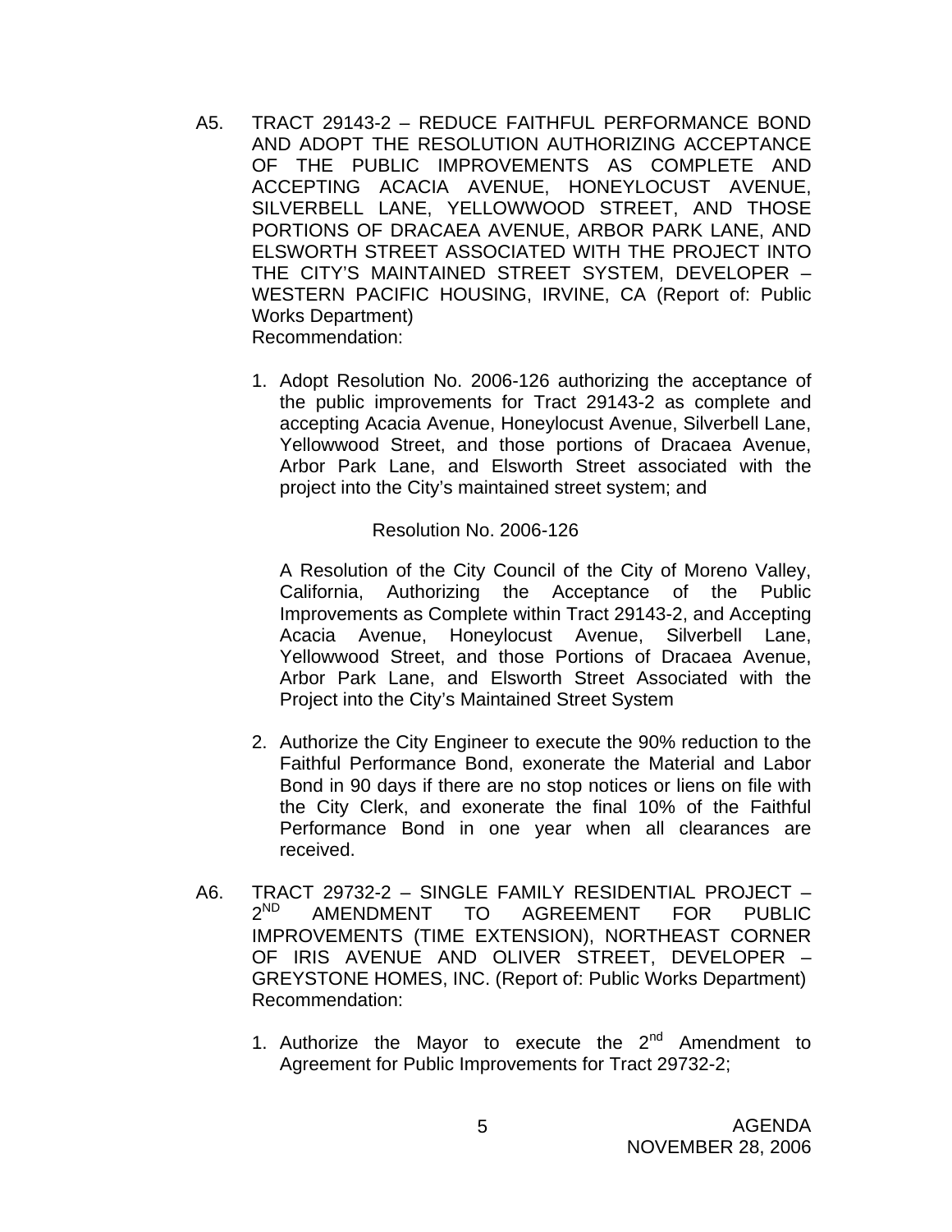A5. TRACT 29143-2 – REDUCE FAITHFUL PERFORMANCE BOND AND ADOPT THE RESOLUTION AUTHORIZING ACCEPTANCE OF THE PUBLIC IMPROVEMENTS AS COMPLETE AND ACCEPTING ACACIA AVENUE, HONEYLOCUST AVENUE, SILVERBELL LANE, YELLOWWOOD STREET, AND THOSE PORTIONS OF DRACAEA AVENUE, ARBOR PARK LANE, AND ELSWORTH STREET ASSOCIATED WITH THE PROJECT INTO THE CITY'S MAINTAINED STREET SYSTEM, DEVELOPER – WESTERN PACIFIC HOUSING, IRVINE, CA (Report of: Public Works Department)
Recommendation:

1. Adopt Resolution No. 2006-126 authorizing the acceptance of the public improvements for Tract 29143-2 as complete and accepting Acacia Avenue, Honeylocust Avenue, Silverbell Lane, Yellowwood Street, and those portions of Dracaea Avenue, Arbor Park Lane, and Elsworth Street associated with the project into the City's maintained street system; and

   Resolution No. 2006-126

   A Resolution of the City Council of the City of Moreno Valley, California, Authorizing the Acceptance of the Public Improvements as Complete within Tract 29143-2, and Accepting Acacia Avenue, Honeylocust Avenue, Silverbell Lane, Yellowwood Street, and those Portions of Dracaea Avenue, Arbor Park Lane, and Elsworth Street Associated with the Project into the City's Maintained Street System

2. Authorize the City Engineer to execute the 90% reduction to the Faithful Performance Bond, exonerate the Material and Labor Bond in 90 days if there are no stop notices or liens on file with the City Clerk, and exonerate the final 10% of the Faithful Performance Bond in one year when all clearances are received.

A6. TRACT 29732-2 – SINGLE FAMILY RESIDENTIAL PROJECT – 2ND AMENDMENT TO AGREEMENT FOR PUBLIC IMPROVEMENTS (TIME EXTENSION), NORTHEAST CORNER OF IRIS AVENUE AND OLIVER STREET, DEVELOPER – GREYSTONE HOMES, INC. (Report of: Public Works Department)
Recommendation:

1. Authorize the Mayor to execute the 2nd Amendment to Agreement for Public Improvements for Tract 29732-2;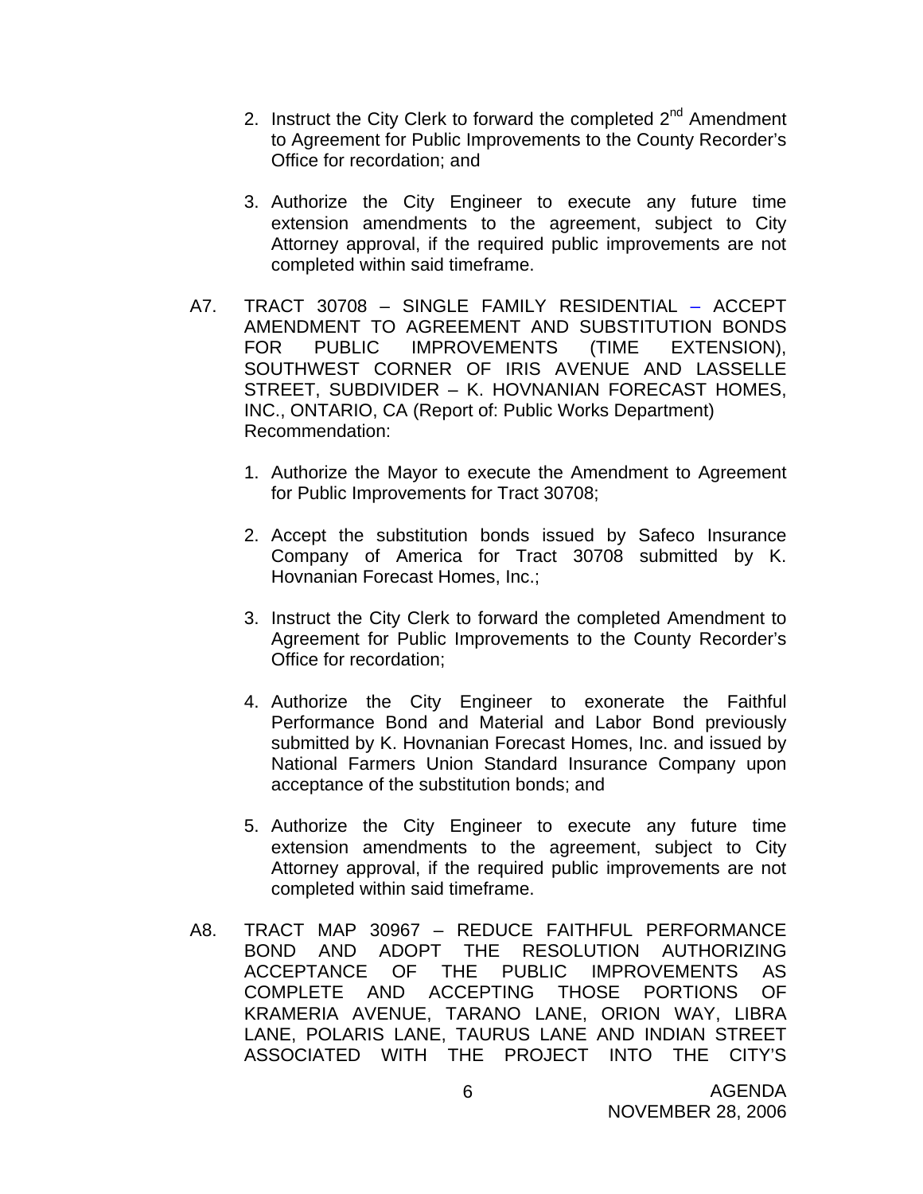2. Instruct the City Clerk to forward the completed 2nd Amendment to Agreement for Public Improvements to the County Recorder's Office for recordation; and

3. Authorize the City Engineer to execute any future time extension amendments to the agreement, subject to City Attorney approval, if the required public improvements are not completed within said timeframe.

A7. TRACT 30708 – SINGLE FAMILY RESIDENTIAL – ACCEPT AMENDMENT TO AGREEMENT AND SUBSTITUTION BONDS FOR PUBLIC IMPROVEMENTS (TIME EXTENSION), SOUTHWEST CORNER OF IRIS AVENUE AND LASSELLE STREET, SUBDIVIDER – K. HOVNANIAN FORECAST HOMES, INC., ONTARIO, CA (Report of: Public Works Department)
Recommendation:

1. Authorize the Mayor to execute the Amendment to Agreement for Public Improvements for Tract 30708;

2. Accept the substitution bonds issued by Safeco Insurance Company of America for Tract 30708 submitted by K. Hovnanian Forecast Homes, Inc.;

3. Instruct the City Clerk to forward the completed Amendment to Agreement for Public Improvements to the County Recorder's Office for recordation;

4. Authorize the City Engineer to exonerate the Faithful Performance Bond and Material and Labor Bond previously submitted by K. Hovnanian Forecast Homes, Inc. and issued by National Farmers Union Standard Insurance Company upon acceptance of the substitution bonds; and

5. Authorize the City Engineer to execute any future time extension amendments to the agreement, subject to City Attorney approval, if the required public improvements are not completed within said timeframe.

A8. TRACT MAP 30967 – REDUCE FAITHFUL PERFORMANCE BOND AND ADOPT THE RESOLUTION AUTHORIZING ACCEPTANCE OF THE PUBLIC IMPROVEMENTS AS COMPLETE AND ACCEPTING THOSE PORTIONS OF KRAMERIA AVENUE, TARANO LANE, ORION WAY, LIBRA LANE, POLARIS LANE, TAURUS LANE AND INDIAN STREET ASSOCIATED WITH THE PROJECT INTO THE CITY'S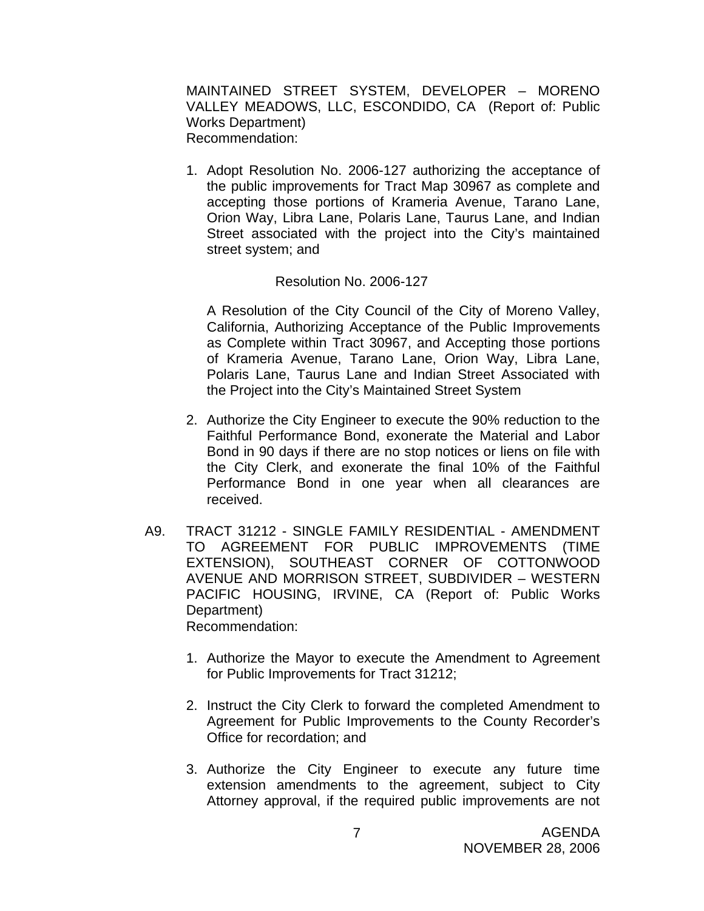MAINTAINED STREET SYSTEM, DEVELOPER – MORENO VALLEY MEADOWS, LLC, ESCONDIDO, CA (Report of: Public Works Department)
Recommendation:

1. Adopt Resolution No. 2006-127 authorizing the acceptance of the public improvements for Tract Map 30967 as complete and accepting those portions of Krameria Avenue, Tarano Lane, Orion Way, Libra Lane, Polaris Lane, Taurus Lane, and Indian Street associated with the project into the City's maintained street system; and

   Resolution No. 2006-127

   A Resolution of the City Council of the City of Moreno Valley, California, Authorizing Acceptance of the Public Improvements as Complete within Tract 30967, and Accepting those portions of Krameria Avenue, Tarano Lane, Orion Way, Libra Lane, Polaris Lane, Taurus Lane and Indian Street Associated with the Project into the City's Maintained Street System

2. Authorize the City Engineer to execute the 90% reduction to the Faithful Performance Bond, exonerate the Material and Labor Bond in 90 days if there are no stop notices or liens on file with the City Clerk, and exonerate the final 10% of the Faithful Performance Bond in one year when all clearances are received.

A9. TRACT 31212 - SINGLE FAMILY RESIDENTIAL - AMENDMENT TO AGREEMENT FOR PUBLIC IMPROVEMENTS (TIME EXTENSION), SOUTHEAST CORNER OF COTTONWOOD AVENUE AND MORRISON STREET, SUBDIVIDER – WESTERN PACIFIC HOUSING, IRVINE, CA (Report of: Public Works Department)
Recommendation:

1. Authorize the Mayor to execute the Amendment to Agreement for Public Improvements for Tract 31212;

2. Instruct the City Clerk to forward the completed Amendment to Agreement for Public Improvements to the County Recorder's Office for recordation; and

3. Authorize the City Engineer to execute any future time extension amendments to the agreement, subject to City Attorney approval, if the required public improvements are not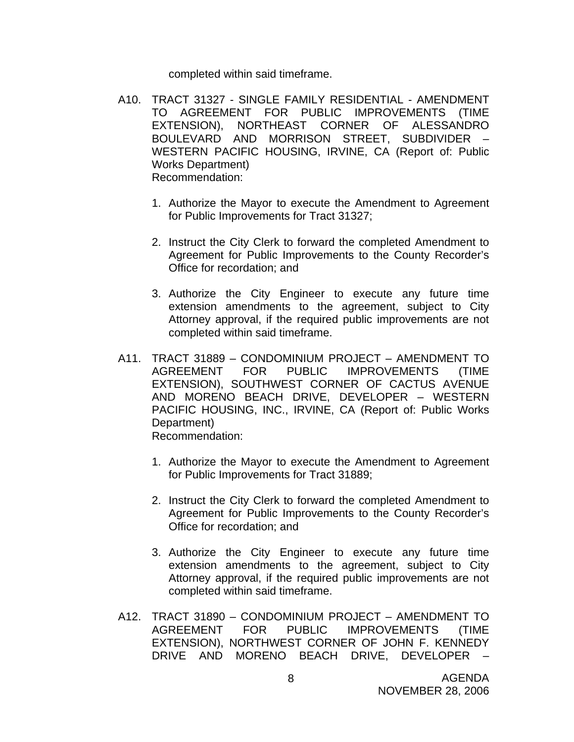completed within said timeframe.

A10. TRACT 31327 - SINGLE FAMILY RESIDENTIAL - AMENDMENT TO AGREEMENT FOR PUBLIC IMPROVEMENTS (TIME EXTENSION), NORTHEAST CORNER OF ALESSANDRO BOULEVARD AND MORRISON STREET, SUBDIVIDER – WESTERN PACIFIC HOUSING, IRVINE, CA (Report of: Public Works Department)
Recommendation:

1. Authorize the Mayor to execute the Amendment to Agreement for Public Improvements for Tract 31327;

2. Instruct the City Clerk to forward the completed Amendment to Agreement for Public Improvements to the County Recorder's Office for recordation; and

3. Authorize the City Engineer to execute any future time extension amendments to the agreement, subject to City Attorney approval, if the required public improvements are not completed within said timeframe.

A11. TRACT 31889 – CONDOMINIUM PROJECT – AMENDMENT TO AGREEMENT FOR PUBLIC IMPROVEMENTS (TIME EXTENSION), SOUTHWEST CORNER OF CACTUS AVENUE AND MORENO BEACH DRIVE, DEVELOPER – WESTERN PACIFIC HOUSING, INC., IRVINE, CA (Report of: Public Works Department)
Recommendation:

1. Authorize the Mayor to execute the Amendment to Agreement for Public Improvements for Tract 31889;

2. Instruct the City Clerk to forward the completed Amendment to Agreement for Public Improvements to the County Recorder's Office for recordation; and

3. Authorize the City Engineer to execute any future time extension amendments to the agreement, subject to City Attorney approval, if the required public improvements are not completed within said timeframe.

A12. TRACT 31890 – CONDOMINIUM PROJECT – AMENDMENT TO AGREEMENT FOR PUBLIC IMPROVEMENTS (TIME EXTENSION), NORTHWEST CORNER OF JOHN F. KENNEDY DRIVE AND MORENO BEACH DRIVE, DEVELOPER –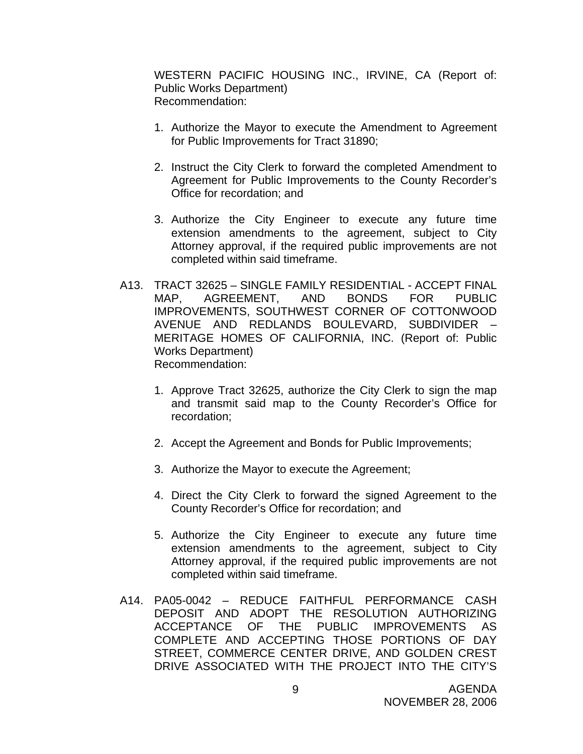WESTERN PACIFIC HOUSING INC., IRVINE, CA (Report of: Public Works Department)
Recommendation:

1. Authorize the Mayor to execute the Amendment to Agreement for Public Improvements for Tract 31890;

2. Instruct the City Clerk to forward the completed Amendment to Agreement for Public Improvements to the County Recorder's Office for recordation; and

3. Authorize the City Engineer to execute any future time extension amendments to the agreement, subject to City Attorney approval, if the required public improvements are not completed within said timeframe.

A13. TRACT 32625 – SINGLE FAMILY RESIDENTIAL - ACCEPT FINAL MAP, AGREEMENT, AND BONDS FOR PUBLIC IMPROVEMENTS, SOUTHWEST CORNER OF COTTONWOOD AVENUE AND REDLANDS BOULEVARD, SUBDIVIDER – MERITAGE HOMES OF CALIFORNIA, INC. (Report of: Public Works Department)
Recommendation:

1. Approve Tract 32625, authorize the City Clerk to sign the map and transmit said map to the County Recorder's Office for recordation;

2. Accept the Agreement and Bonds for Public Improvements;

3. Authorize the Mayor to execute the Agreement;

4. Direct the City Clerk to forward the signed Agreement to the County Recorder's Office for recordation; and

5. Authorize the City Engineer to execute any future time extension amendments to the agreement, subject to City Attorney approval, if the required public improvements are not completed within said timeframe.

A14. PA05-0042 – REDUCE FAITHFUL PERFORMANCE CASH DEPOSIT AND ADOPT THE RESOLUTION AUTHORIZING ACCEPTANCE OF THE PUBLIC IMPROVEMENTS AS COMPLETE AND ACCEPTING THOSE PORTIONS OF DAY STREET, COMMERCE CENTER DRIVE, AND GOLDEN CREST DRIVE ASSOCIATED WITH THE PROJECT INTO THE CITY'S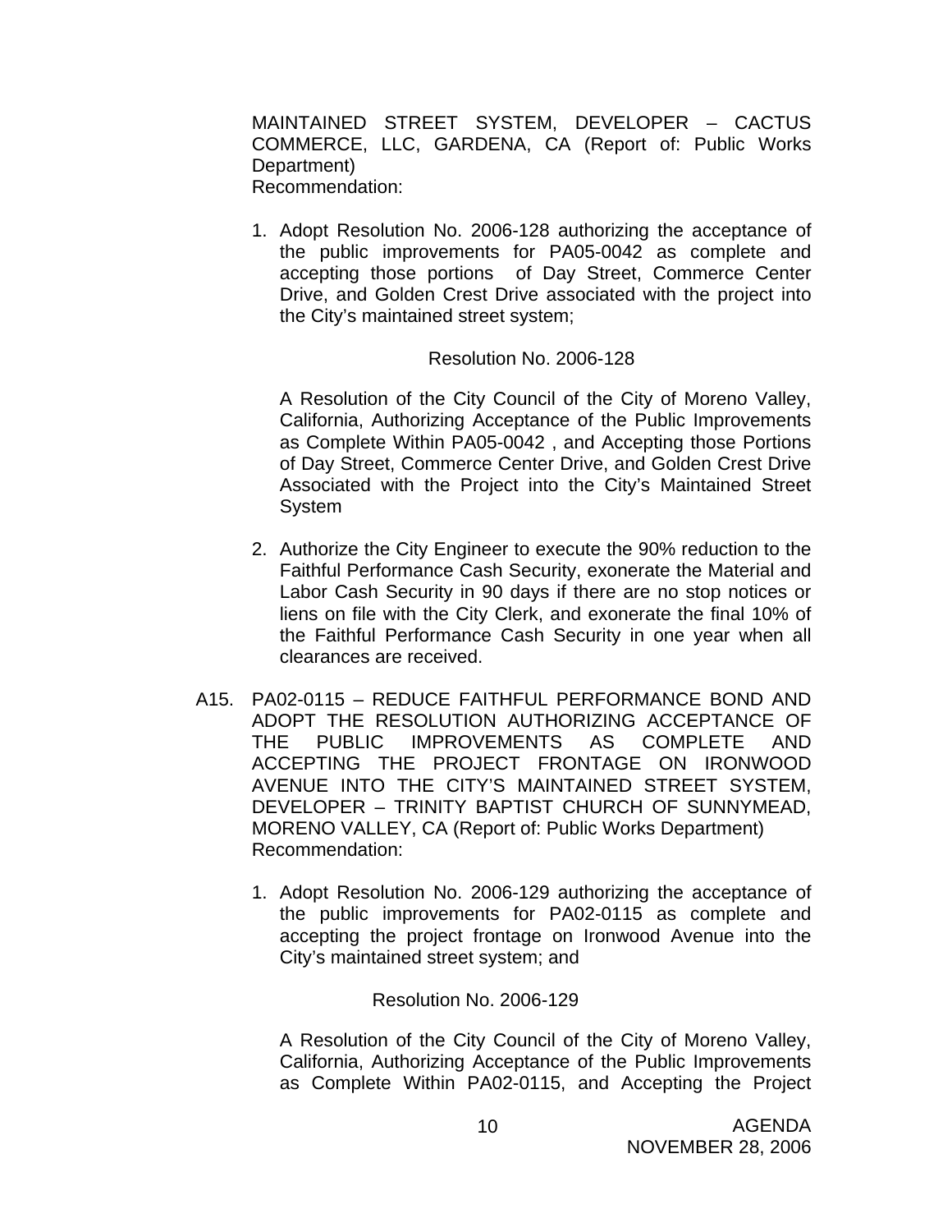MAINTAINED STREET SYSTEM, DEVELOPER – CACTUS COMMERCE, LLC, GARDENA, CA (Report of: Public Works Department)
Recommendation:

1. Adopt Resolution No. 2006-128 authorizing the acceptance of the public improvements for PA05-0042 as complete and accepting those portions of Day Street, Commerce Center Drive, and Golden Crest Drive associated with the project into the City's maintained street system;

   Resolution No. 2006-128

   A Resolution of the City Council of the City of Moreno Valley, California, Authorizing Acceptance of the Public Improvements as Complete Within PA05-0042 , and Accepting those Portions of Day Street, Commerce Center Drive, and Golden Crest Drive Associated with the Project into the City's Maintained Street System

2. Authorize the City Engineer to execute the 90% reduction to the Faithful Performance Cash Security, exonerate the Material and Labor Cash Security in 90 days if there are no stop notices or liens on file with the City Clerk, and exonerate the final 10% of the Faithful Performance Cash Security in one year when all clearances are received.

A15. PA02-0115 – REDUCE FAITHFUL PERFORMANCE BOND AND ADOPT THE RESOLUTION AUTHORIZING ACCEPTANCE OF THE PUBLIC IMPROVEMENTS AS COMPLETE AND ACCEPTING THE PROJECT FRONTAGE ON IRONWOOD AVENUE INTO THE CITY'S MAINTAINED STREET SYSTEM, DEVELOPER – TRINITY BAPTIST CHURCH OF SUNNYMEAD, MORENO VALLEY, CA (Report of: Public Works Department)
Recommendation:

1. Adopt Resolution No. 2006-129 authorizing the acceptance of the public improvements for PA02-0115 as complete and accepting the project frontage on Ironwood Avenue into the City's maintained street system; and

   Resolution No. 2006-129

   A Resolution of the City Council of the City of Moreno Valley, California, Authorizing Acceptance of the Public Improvements as Complete Within PA02-0115, and Accepting the Project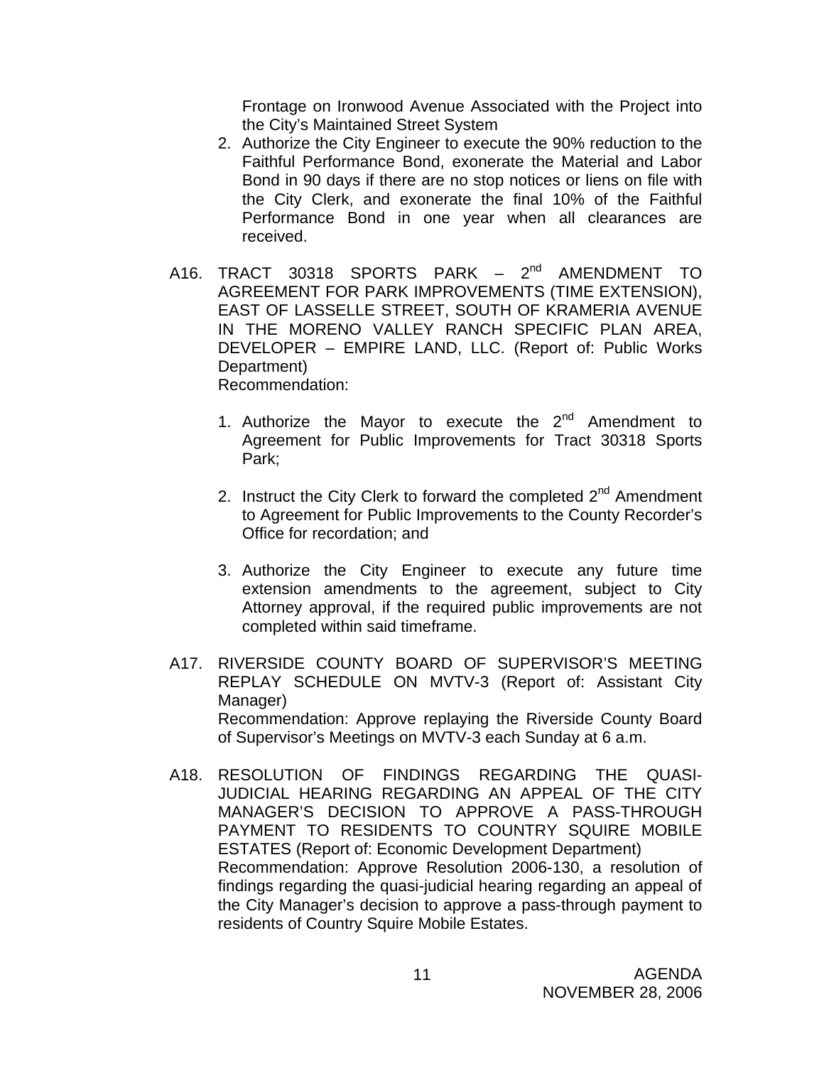Frontage on Ironwood Avenue Associated with the Project into the City's Maintained Street System

2. Authorize the City Engineer to execute the 90% reduction to the Faithful Performance Bond, exonerate the Material and Labor Bond in 90 days if there are no stop notices or liens on file with the City Clerk, and exonerate the final 10% of the Faithful Performance Bond in one year when all clearances are received.

A16. TRACT 30318 SPORTS PARK – 2nd AMENDMENT TO AGREEMENT FOR PARK IMPROVEMENTS (TIME EXTENSION), EAST OF LASSELLE STREET, SOUTH OF KRAMERIA AVENUE IN THE MORENO VALLEY RANCH SPECIFIC PLAN AREA, DEVELOPER – EMPIRE LAND, LLC. (Report of: Public Works Department)
Recommendation:

1. Authorize the Mayor to execute the 2nd Amendment to Agreement for Public Improvements for Tract 30318 Sports Park;

2. Instruct the City Clerk to forward the completed 2nd Amendment to Agreement for Public Improvements to the County Recorder's Office for recordation; and

3. Authorize the City Engineer to execute any future time extension amendments to the agreement, subject to City Attorney approval, if the required public improvements are not completed within said timeframe.

A17. RIVERSIDE COUNTY BOARD OF SUPERVISOR'S MEETING REPLAY SCHEDULE ON MVTV-3 (Report of: Assistant City Manager)
Recommendation: Approve replaying the Riverside County Board of Supervisor's Meetings on MVTV-3 each Sunday at 6 a.m.

A18. RESOLUTION OF FINDINGS REGARDING THE QUASI-JUDICIAL HEARING REGARDING AN APPEAL OF THE CITY MANAGER'S DECISION TO APPROVE A PASS-THROUGH PAYMENT TO RESIDENTS TO COUNTRY SQUIRE MOBILE ESTATES (Report of: Economic Development Department)
Recommendation: Approve Resolution 2006-130, a resolution of findings regarding the quasi-judicial hearing regarding an appeal of the City Manager's decision to approve a pass-through payment to residents of Country Squire Mobile Estates.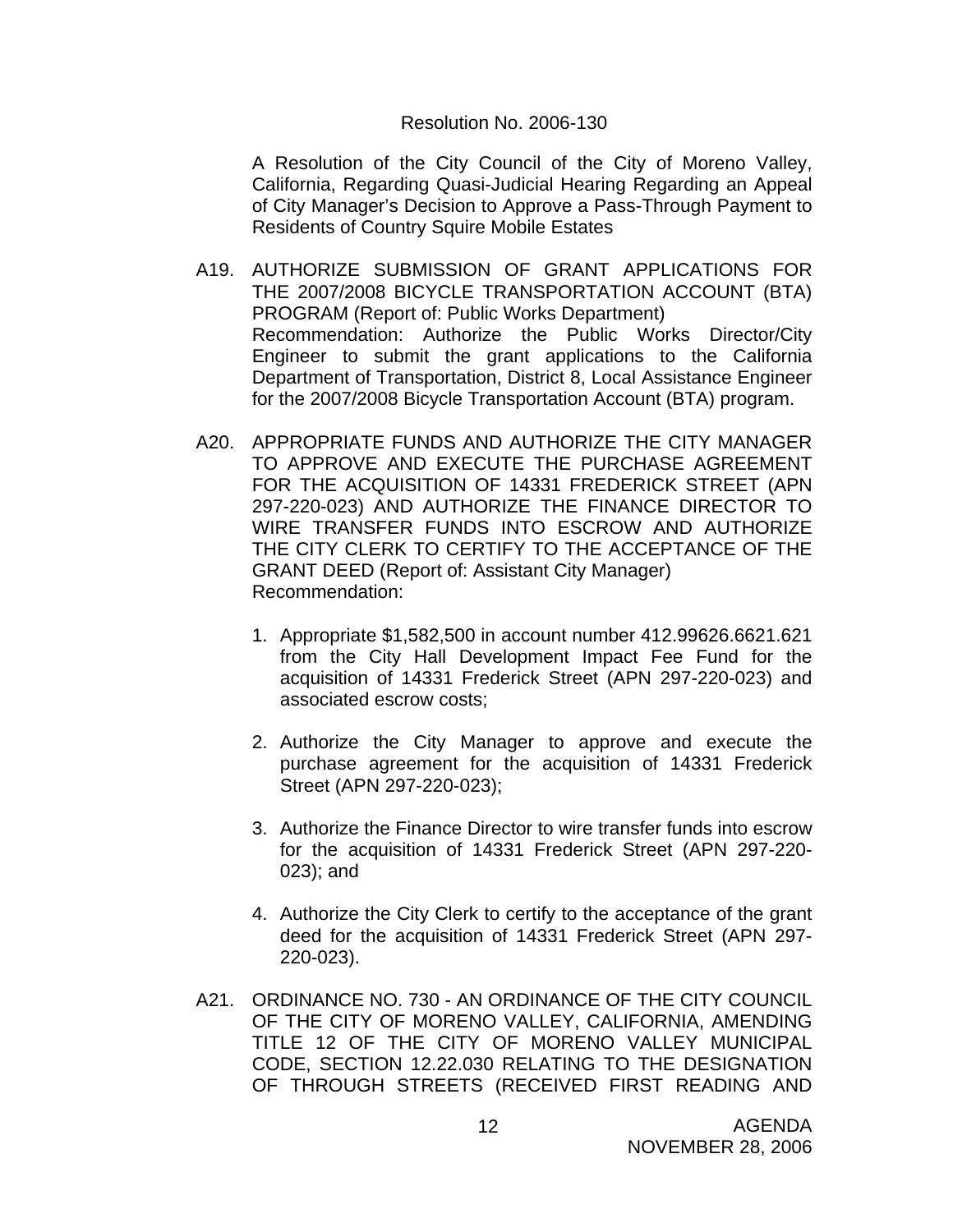Resolution No. 2006-130

A Resolution of the City Council of the City of Moreno Valley, California, Regarding Quasi-Judicial Hearing Regarding an Appeal of City Manager's Decision to Approve a Pass-Through Payment to Residents of Country Squire Mobile Estates

A19. AUTHORIZE SUBMISSION OF GRANT APPLICATIONS FOR THE 2007/2008 BICYCLE TRANSPORTATION ACCOUNT (BTA) PROGRAM (Report of: Public Works Department)
Recommendation: Authorize the Public Works Director/City Engineer to submit the grant applications to the California Department of Transportation, District 8, Local Assistance Engineer for the 2007/2008 Bicycle Transportation Account (BTA) program.

A20. APPROPRIATE FUNDS AND AUTHORIZE THE CITY MANAGER TO APPROVE AND EXECUTE THE PURCHASE AGREEMENT FOR THE ACQUISITION OF 14331 FREDERICK STREET (APN 297-220-023) AND AUTHORIZE THE FINANCE DIRECTOR TO WIRE TRANSFER FUNDS INTO ESCROW AND AUTHORIZE THE CITY CLERK TO CERTIFY TO THE ACCEPTANCE OF THE GRANT DEED (Report of: Assistant City Manager)
Recommendation:

1. Appropriate $1,582,500 in account number 412.99626.6621.621 from the City Hall Development Impact Fee Fund for the acquisition of 14331 Frederick Street (APN 297-220-023) and associated escrow costs;

2. Authorize the City Manager to approve and execute the purchase agreement for the acquisition of 14331 Frederick Street (APN 297-220-023);

3. Authorize the Finance Director to wire transfer funds into escrow for the acquisition of 14331 Frederick Street (APN 297-220-023); and

4. Authorize the City Clerk to certify to the acceptance of the grant deed for the acquisition of 14331 Frederick Street (APN 297-220-023).

A21. ORDINANCE NO. 730 - AN ORDINANCE OF THE CITY COUNCIL OF THE CITY OF MORENO VALLEY, CALIFORNIA, AMENDING TITLE 12 OF THE CITY OF MORENO VALLEY MUNICIPAL CODE, SECTION 12.22.030 RELATING TO THE DESIGNATION OF THROUGH STREETS (RECEIVED FIRST READING AND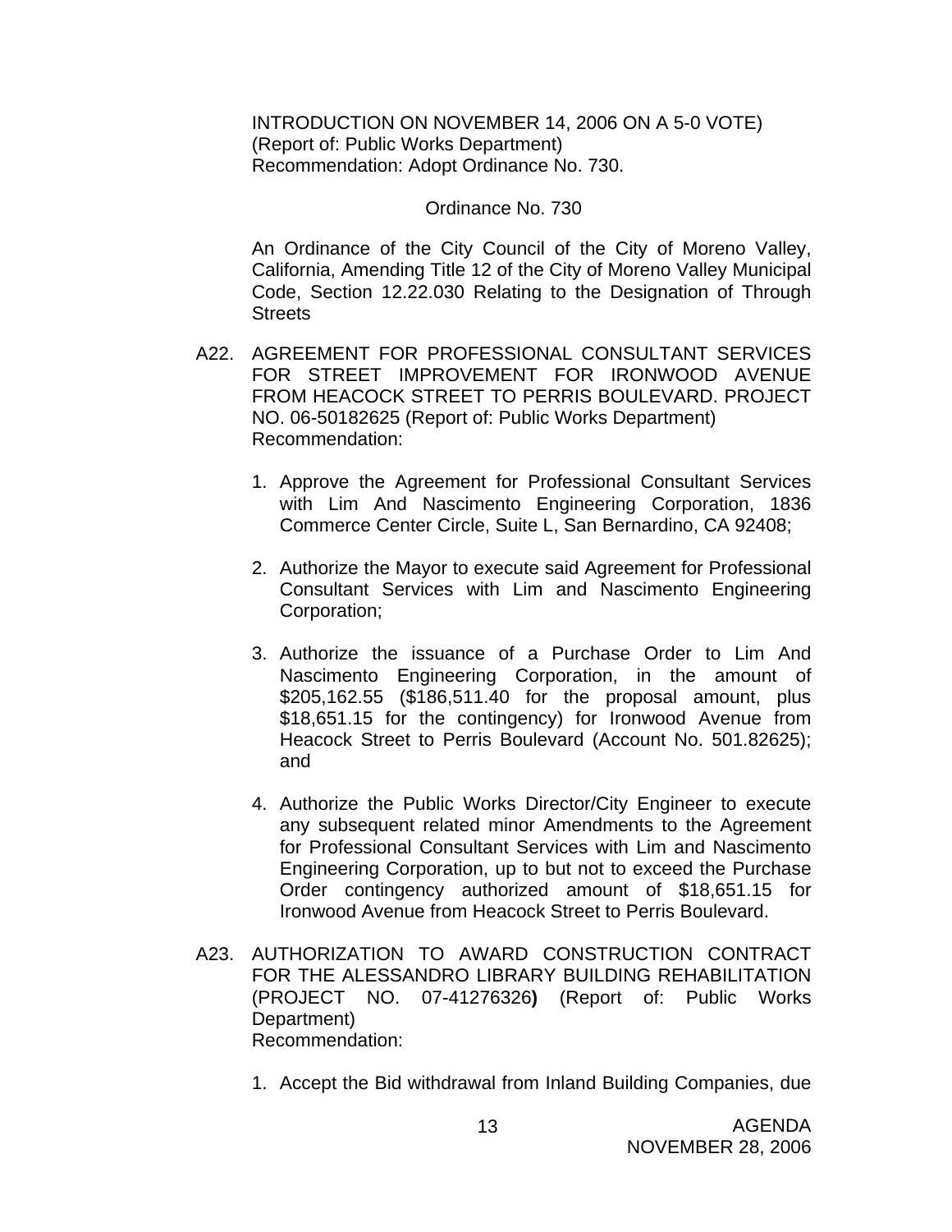INTRODUCTION ON NOVEMBER 14, 2006 ON A 5-0 VOTE) (Report of: Public Works Department)
Recommendation: Adopt Ordinance No. 730.

Ordinance No. 730

An Ordinance of the City Council of the City of Moreno Valley, California, Amending Title 12 of the City of Moreno Valley Municipal Code, Section 12.22.030 Relating to the Designation of Through Streets

A22. AGREEMENT FOR PROFESSIONAL CONSULTANT SERVICES FOR STREET IMPROVEMENT FOR IRONWOOD AVENUE FROM HEACOCK STREET TO PERRIS BOULEVARD. PROJECT NO. 06-50182625 (Report of: Public Works Department)
Recommendation:

1. Approve the Agreement for Professional Consultant Services with Lim And Nascimento Engineering Corporation, 1836 Commerce Center Circle, Suite L, San Bernardino, CA 92408;

2. Authorize the Mayor to execute said Agreement for Professional Consultant Services with Lim and Nascimento Engineering Corporation;

3. Authorize the issuance of a Purchase Order to Lim And Nascimento Engineering Corporation, in the amount of $205,162.55 ($186,511.40 for the proposal amount, plus $18,651.15 for the contingency) for Ironwood Avenue from Heacock Street to Perris Boulevard (Account No. 501.82625); and

4. Authorize the Public Works Director/City Engineer to execute any subsequent related minor Amendments to the Agreement for Professional Consultant Services with Lim and Nascimento Engineering Corporation, up to but not to exceed the Purchase Order contingency authorized amount of $18,651.15 for Ironwood Avenue from Heacock Street to Perris Boulevard.

A23. AUTHORIZATION TO AWARD CONSTRUCTION CONTRACT FOR THE ALESSANDRO LIBRARY BUILDING REHABILITATION (PROJECT NO. 07-41276326**)** (Report of: Public Works Department)
Recommendation:

1. Accept the Bid withdrawal from Inland Building Companies, due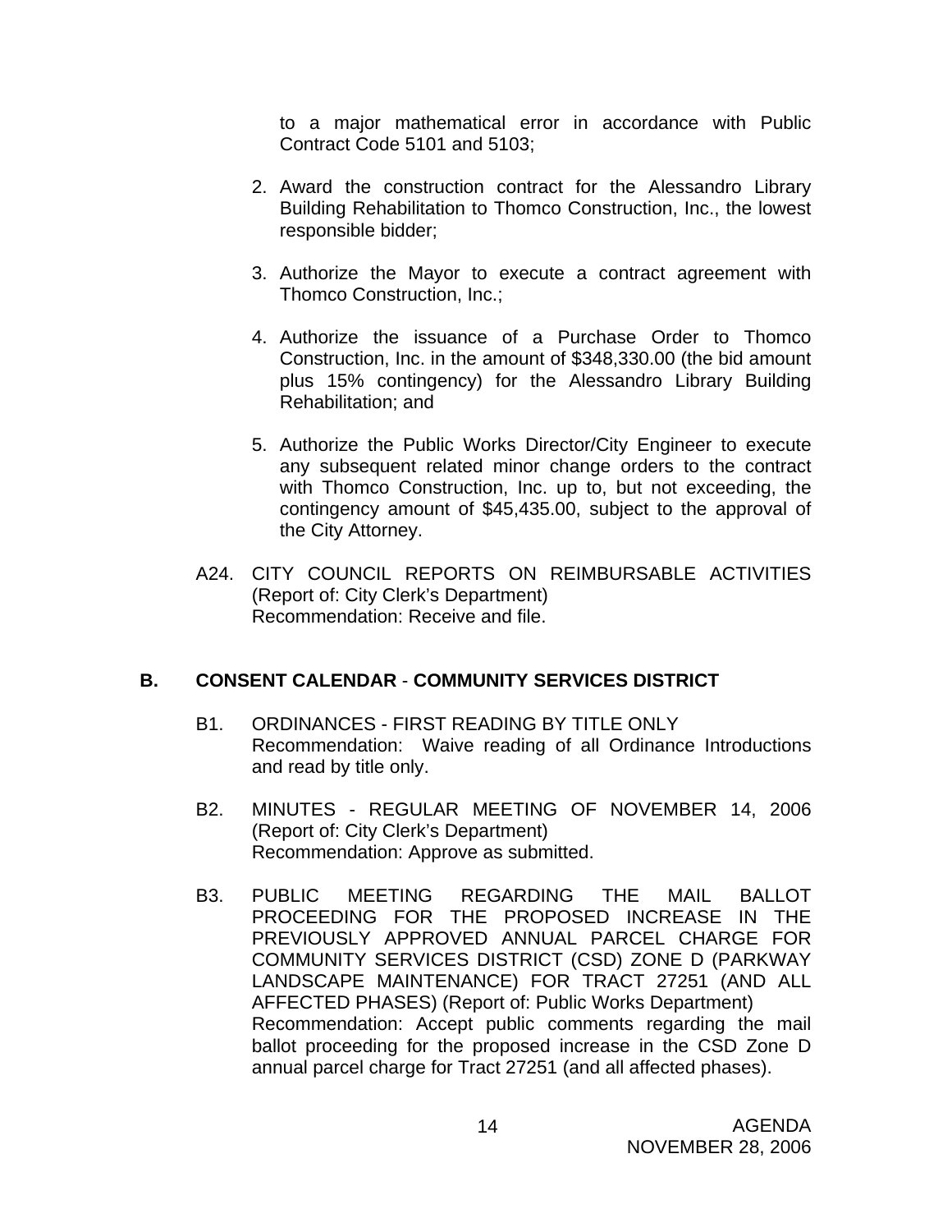to a major mathematical error in accordance with Public Contract Code 5101 and 5103;

2. Award the construction contract for the Alessandro Library Building Rehabilitation to Thomco Construction, Inc., the lowest responsible bidder;

3. Authorize the Mayor to execute a contract agreement with Thomco Construction, Inc.;

4. Authorize the issuance of a Purchase Order to Thomco Construction, Inc. in the amount of $348,330.00 (the bid amount plus 15% contingency) for the Alessandro Library Building Rehabilitation; and

5. Authorize the Public Works Director/City Engineer to execute any subsequent related minor change orders to the contract with Thomco Construction, Inc. up to, but not exceeding, the contingency amount of $45,435.00, subject to the approval of the City Attorney.

A24. CITY COUNCIL REPORTS ON REIMBURSABLE ACTIVITIES (Report of: City Clerk's Department)
Recommendation: Receive and file.

## B. CONSENT CALENDAR - COMMUNITY SERVICES DISTRICT

B1. ORDINANCES - FIRST READING BY TITLE ONLY
Recommendation: Waive reading of all Ordinance Introductions and read by title only.

B2. MINUTES - REGULAR MEETING OF NOVEMBER 14, 2006 (Report of: City Clerk's Department)
Recommendation: Approve as submitted.

B3. PUBLIC MEETING REGARDING THE MAIL BALLOT PROCEEDING FOR THE PROPOSED INCREASE IN THE PREVIOUSLY APPROVED ANNUAL PARCEL CHARGE FOR COMMUNITY SERVICES DISTRICT (CSD) ZONE D (PARKWAY LANDSCAPE MAINTENANCE) FOR TRACT 27251 (AND ALL AFFECTED PHASES) (Report of: Public Works Department)
Recommendation: Accept public comments regarding the mail ballot proceeding for the proposed increase in the CSD Zone D annual parcel charge for Tract 27251 (and all affected phases).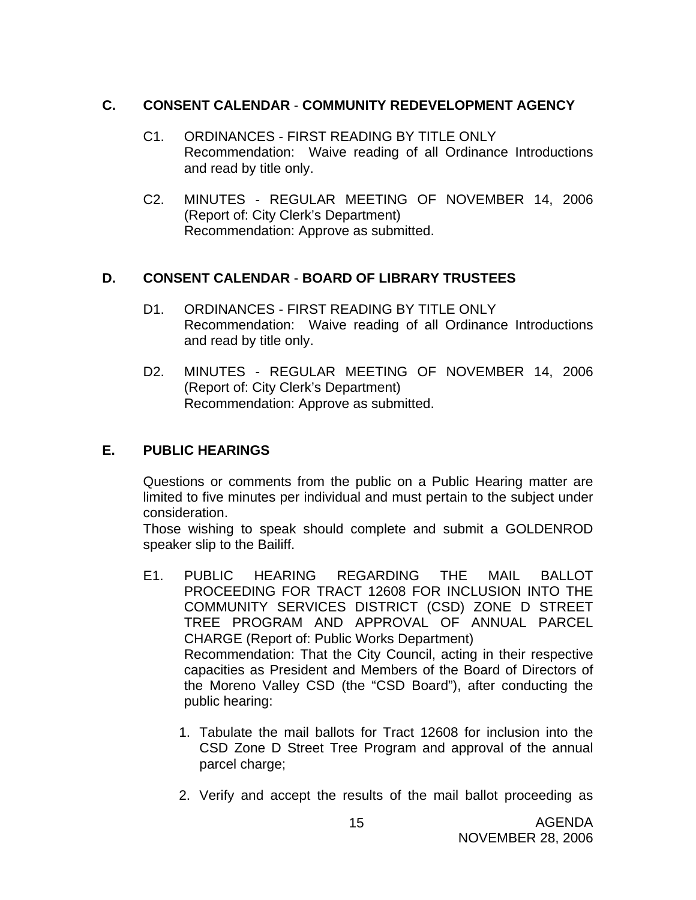## C. CONSENT CALENDAR - COMMUNITY REDEVELOPMENT AGENCY

C1. ORDINANCES - FIRST READING BY TITLE ONLY
Recommendation: Waive reading of all Ordinance Introductions and read by title only.

C2. MINUTES - REGULAR MEETING OF NOVEMBER 14, 2006 (Report of: City Clerk's Department)
Recommendation: Approve as submitted.

## D. CONSENT CALENDAR - BOARD OF LIBRARY TRUSTEES

D1. ORDINANCES - FIRST READING BY TITLE ONLY
Recommendation: Waive reading of all Ordinance Introductions and read by title only.

D2. MINUTES - REGULAR MEETING OF NOVEMBER 14, 2006 (Report of: City Clerk's Department)
Recommendation: Approve as submitted.

## E. PUBLIC HEARINGS

Questions or comments from the public on a Public Hearing matter are limited to five minutes per individual and must pertain to the subject under consideration.
Those wishing to speak should complete and submit a GOLDENROD speaker slip to the Bailiff.

E1. PUBLIC HEARING REGARDING THE MAIL BALLOT PROCEEDING FOR TRACT 12608 FOR INCLUSION INTO THE COMMUNITY SERVICES DISTRICT (CSD) ZONE D STREET TREE PROGRAM AND APPROVAL OF ANNUAL PARCEL CHARGE (Report of: Public Works Department)
Recommendation: That the City Council, acting in their respective capacities as President and Members of the Board of Directors of the Moreno Valley CSD (the "CSD Board"), after conducting the public hearing:

1. Tabulate the mail ballots for Tract 12608 for inclusion into the CSD Zone D Street Tree Program and approval of the annual parcel charge;

2. Verify and accept the results of the mail ballot proceeding as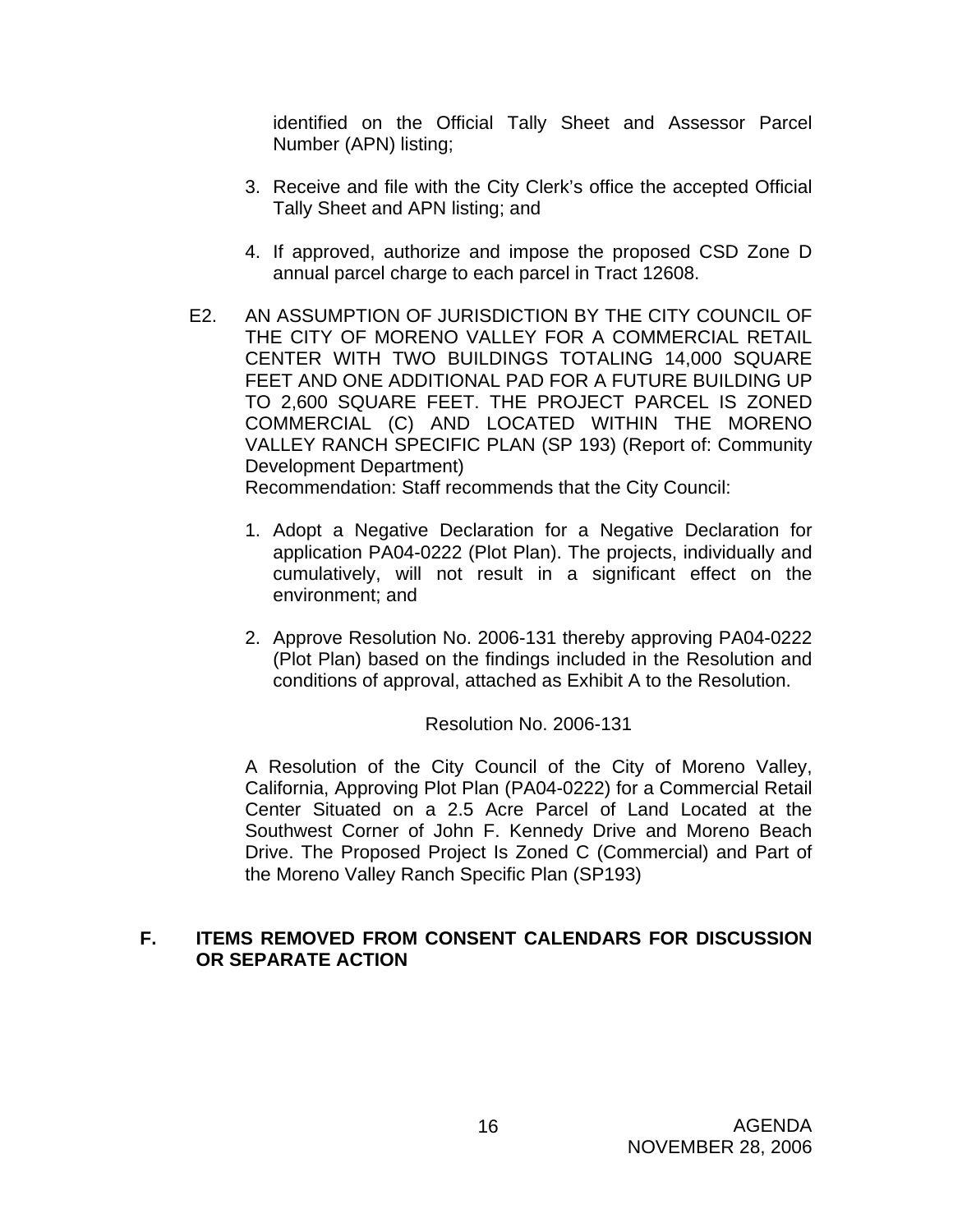identified on the Official Tally Sheet and Assessor Parcel Number (APN) listing;

3. Receive and file with the City Clerk's office the accepted Official Tally Sheet and APN listing; and

4. If approved, authorize and impose the proposed CSD Zone D annual parcel charge to each parcel in Tract 12608.

E2. AN ASSUMPTION OF JURISDICTION BY THE CITY COUNCIL OF THE CITY OF MORENO VALLEY FOR A COMMERCIAL RETAIL CENTER WITH TWO BUILDINGS TOTALING 14,000 SQUARE FEET AND ONE ADDITIONAL PAD FOR A FUTURE BUILDING UP TO 2,600 SQUARE FEET. THE PROJECT PARCEL IS ZONED COMMERCIAL (C) AND LOCATED WITHIN THE MORENO VALLEY RANCH SPECIFIC PLAN (SP 193) (Report of: Community Development Department)

Recommendation: Staff recommends that the City Council:

1. Adopt a Negative Declaration for a Negative Declaration for application PA04-0222 (Plot Plan). The projects, individually and cumulatively, will not result in a significant effect on the environment; and

2. Approve Resolution No. 2006-131 thereby approving PA04-0222 (Plot Plan) based on the findings included in the Resolution and conditions of approval, attached as Exhibit A to the Resolution.

Resolution No. 2006-131

A Resolution of the City Council of the City of Moreno Valley, California, Approving Plot Plan (PA04-0222) for a Commercial Retail Center Situated on a 2.5 Acre Parcel of Land Located at the Southwest Corner of John F. Kennedy Drive and Moreno Beach Drive. The Proposed Project Is Zoned C (Commercial) and Part of the Moreno Valley Ranch Specific Plan (SP193)

## F. ITEMS REMOVED FROM CONSENT CALENDARS FOR DISCUSSION OR SEPARATE ACTION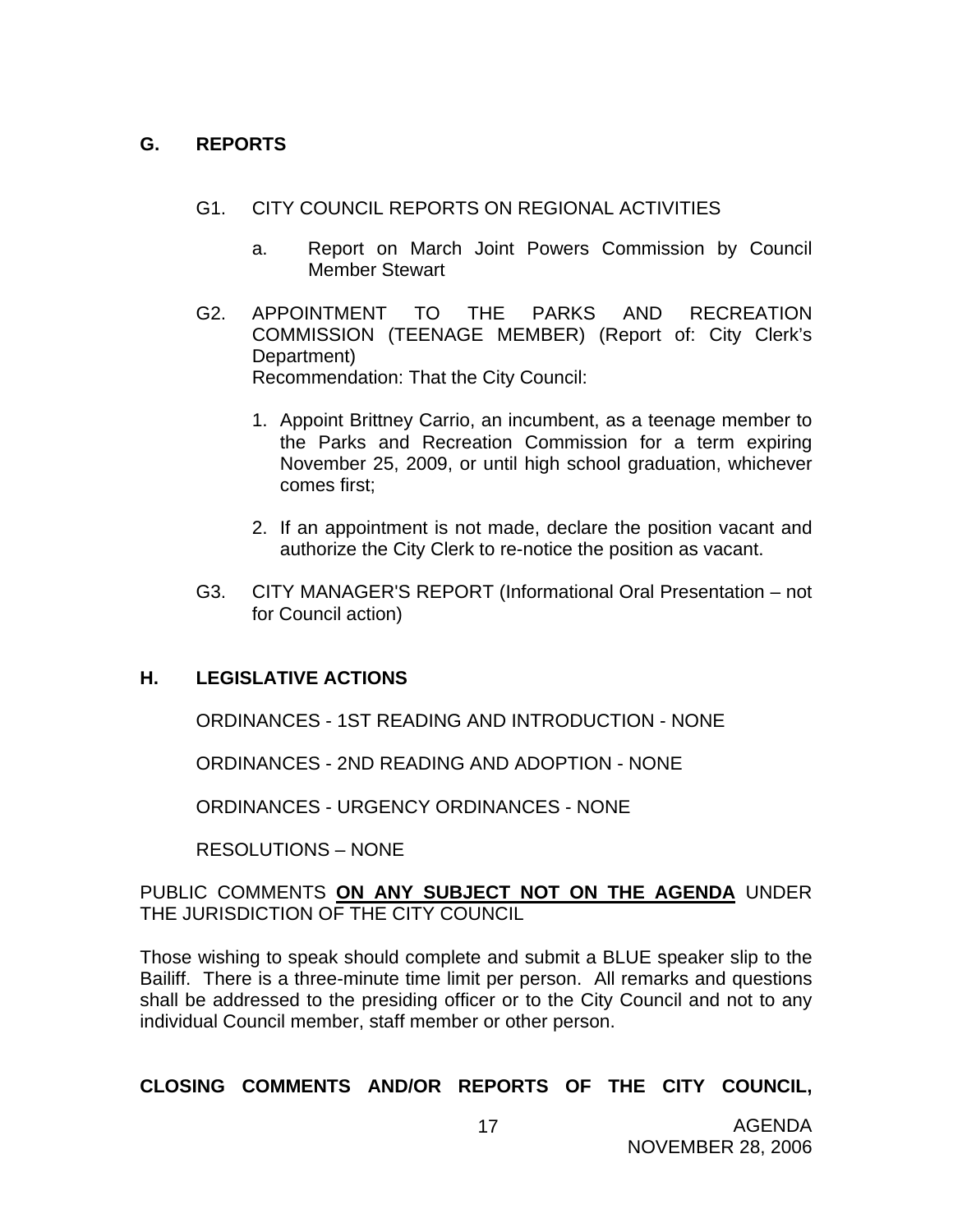## G. REPORTS

G1. CITY COUNCIL REPORTS ON REGIONAL ACTIVITIES

a. Report on March Joint Powers Commission by Council Member Stewart

G2. APPOINTMENT TO THE PARKS AND RECREATION COMMISSION (TEENAGE MEMBER) (Report of: City Clerk's Department)
Recommendation: That the City Council:

1. Appoint Brittney Carrio, an incumbent, as a teenage member to the Parks and Recreation Commission for a term expiring November 25, 2009, or until high school graduation, whichever comes first;

2. If an appointment is not made, declare the position vacant and authorize the City Clerk to re-notice the position as vacant.

G3. CITY MANAGER'S REPORT (Informational Oral Presentation – not for Council action)

## H. LEGISLATIVE ACTIONS

ORDINANCES - 1ST READING AND INTRODUCTION - NONE

ORDINANCES - 2ND READING AND ADOPTION - NONE

ORDINANCES - URGENCY ORDINANCES - NONE

RESOLUTIONS – NONE

PUBLIC COMMENTS **ON ANY SUBJECT NOT ON THE AGENDA** UNDER THE JURISDICTION OF THE CITY COUNCIL

Those wishing to speak should complete and submit a BLUE speaker slip to the Bailiff. There is a three-minute time limit per person. All remarks and questions shall be addressed to the presiding officer or to the City Council and not to any individual Council member, staff member or other person.

**CLOSING COMMENTS AND/OR REPORTS OF THE CITY COUNCIL,**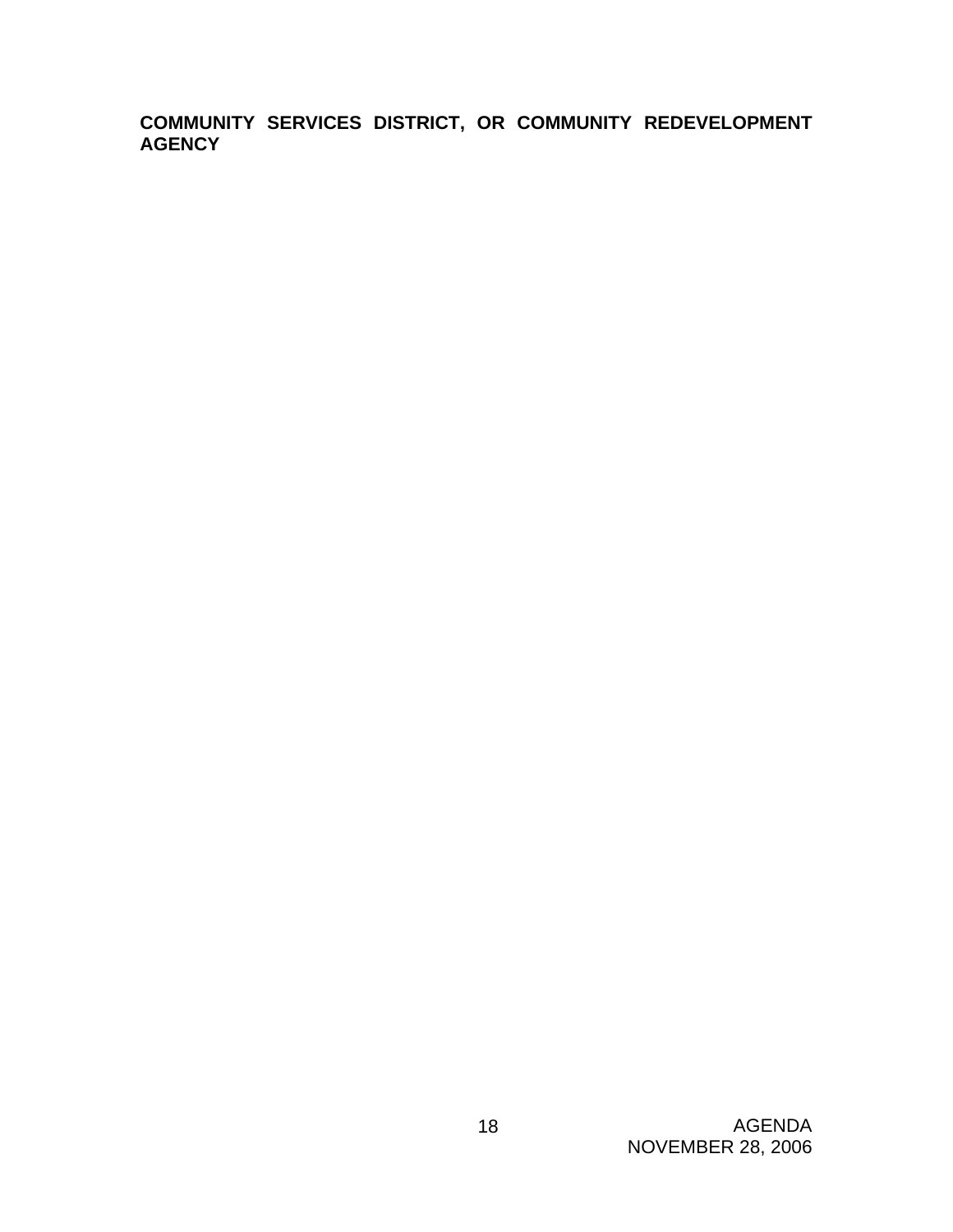**COMMUNITY SERVICES DISTRICT, OR COMMUNITY REDEVELOPMENT AGENCY**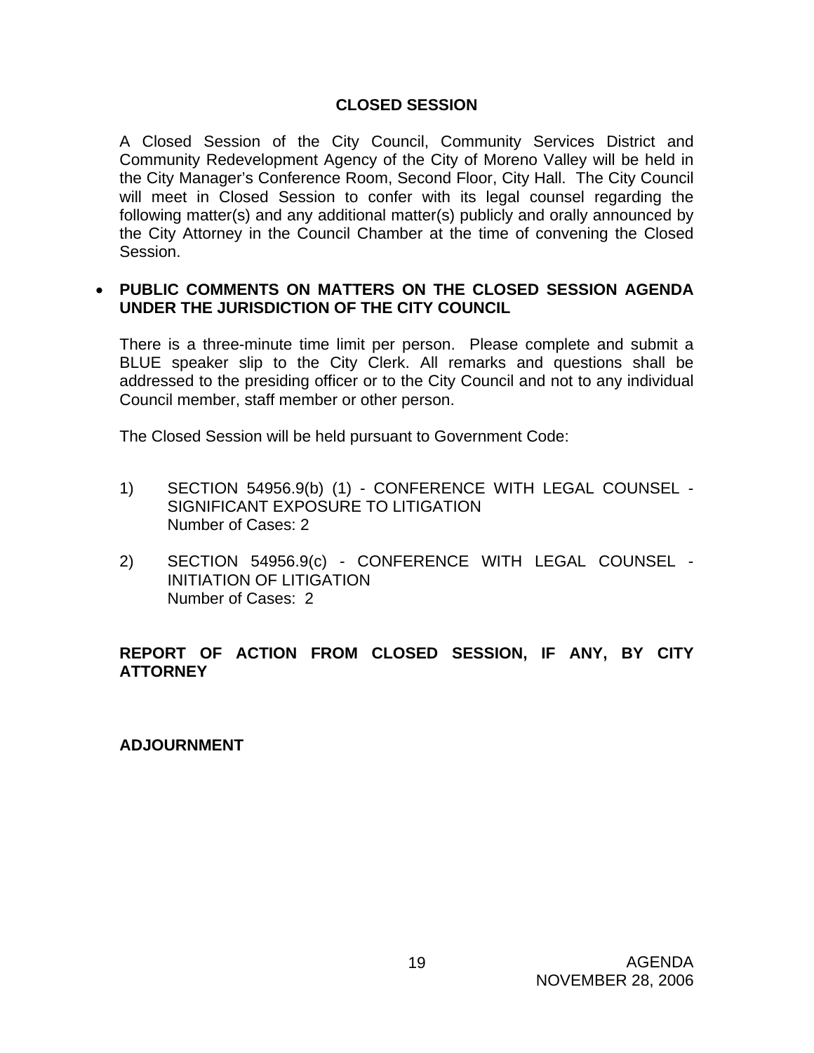## CLOSED SESSION

A Closed Session of the City Council, Community Services District and Community Redevelopment Agency of the City of Moreno Valley will be held in the City Manager's Conference Room, Second Floor, City Hall. The City Council will meet in Closed Session to confer with its legal counsel regarding the following matter(s) and any additional matter(s) publicly and orally announced by the City Attorney in the Council Chamber at the time of convening the Closed Session.

- **PUBLIC COMMENTS ON MATTERS ON THE CLOSED SESSION AGENDA UNDER THE JURISDICTION OF THE CITY COUNCIL**

  There is a three-minute time limit per person. Please complete and submit a BLUE speaker slip to the City Clerk. All remarks and questions shall be addressed to the presiding officer or to the City Council and not to any individual Council member, staff member or other person.

  The Closed Session will be held pursuant to Government Code:

1) SECTION 54956.9(b) (1) - CONFERENCE WITH LEGAL COUNSEL - SIGNIFICANT EXPOSURE TO LITIGATION
   Number of Cases: 2

2) SECTION 54956.9(c) - CONFERENCE WITH LEGAL COUNSEL - INITIATION OF LITIGATION
   Number of Cases: 2

**REPORT OF ACTION FROM CLOSED SESSION, IF ANY, BY CITY ATTORNEY**

**ADJOURNMENT**